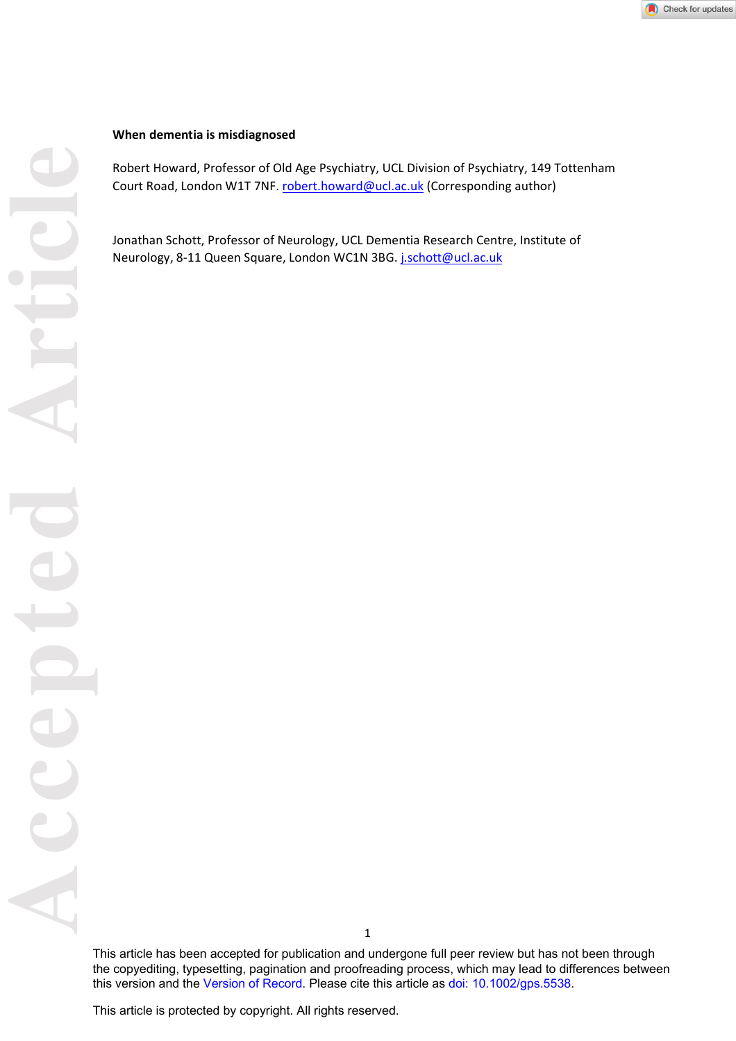**When dementia is misdiagnosed**

Robert Howard, Professor of Old Age Psychiatry, UCL Division of Psychiatry, 149 Tottenham Court Road, London W1T 7NF. robert.howard@ucl.ac.uk (Corresponding author)

Jonathan Schott, Professor of Neurology, UCL Dementia Research Centre, Institute of Neurology, 8-11 Queen Square, London WC1N 3BG. j.schott@ucl.ac.uk

This article has been accepted for publication and undergone full peer review but has not been through the copyediting, typesetting, pagination and proofreading process, which may lead to differences between this version and the Version of Record. Please cite this article as doi: 10.1002/gps.5538.

This article is protected by copyright. All rights reserved.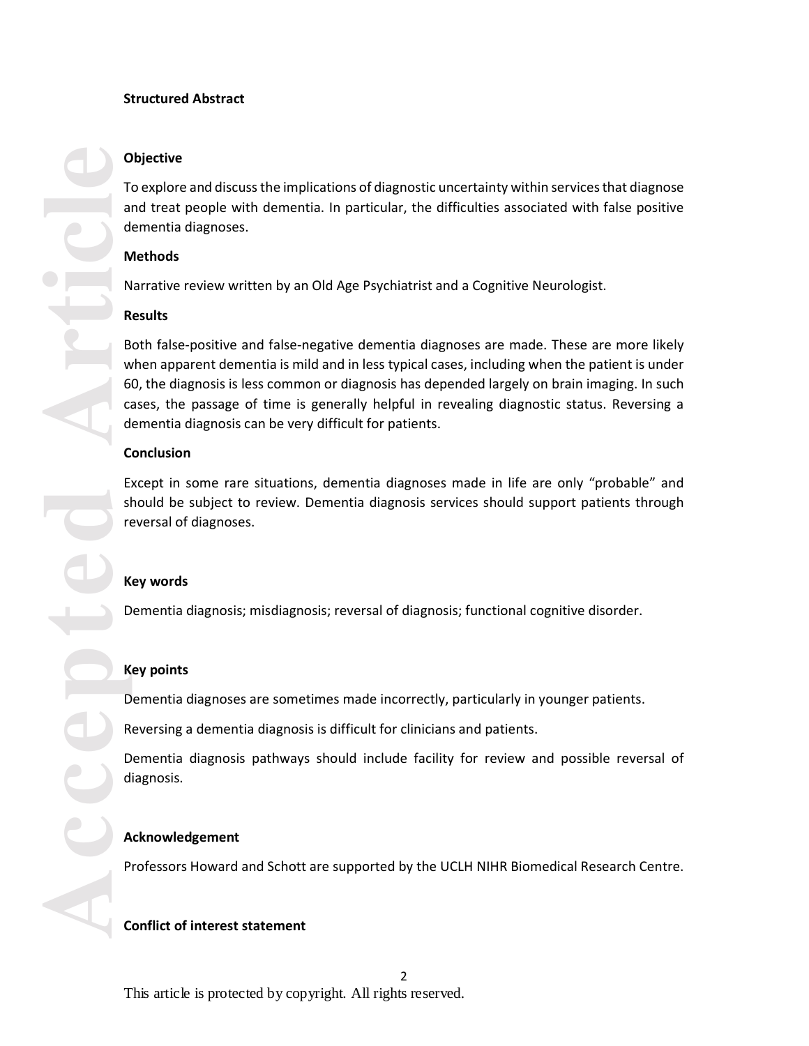## Structured Abstract

### Objective

To explore and discuss the implications of diagnostic uncertainty within services that diagnose and treat people with dementia. In particular, the difficulties associated with false positive dementia diagnoses.

### Methods

Narrative review written by an Old Age Psychiatrist and a Cognitive Neurologist.

### Results

Both false-positive and false-negative dementia diagnoses are made. These are more likely when apparent dementia is mild and in less typical cases, including when the patient is under 60, the diagnosis is less common or diagnosis has depended largely on brain imaging. In such cases, the passage of time is generally helpful in revealing diagnostic status. Reversing a dementia diagnosis can be very difficult for patients.

### Conclusion

Except in some rare situations, dementia diagnoses made in life are only "probable" and should be subject to review. Dementia diagnosis services should support patients through reversal of diagnoses.

### Key words

Dementia diagnosis; misdiagnosis; reversal of diagnosis; functional cognitive disorder.

### Key points

Dementia diagnoses are sometimes made incorrectly, particularly in younger patients.

Reversing a dementia diagnosis is difficult for clinicians and patients.

Dementia diagnosis pathways should include facility for review and possible reversal of diagnosis.

### Acknowledgement

Professors Howard and Schott are supported by the UCLH NIHR Biomedical Research Centre.

### Conflict of interest statement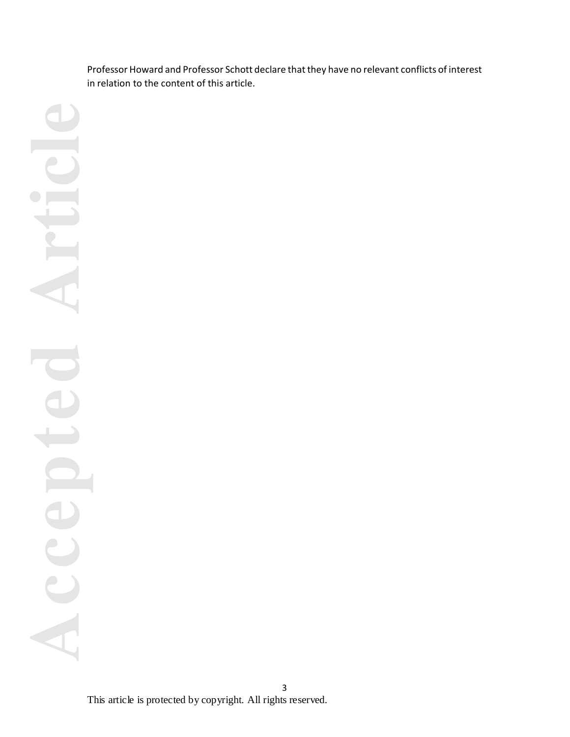Professor Howard and Professor Schott declare that they have no relevant conflicts of interest in relation to the content of this article.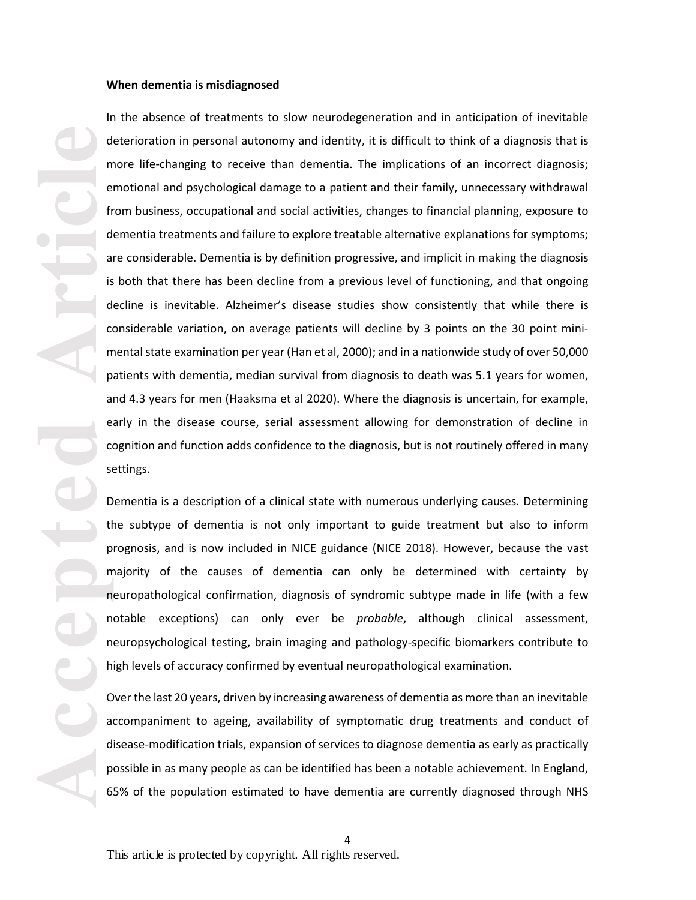**When dementia is misdiagnosed**

In the absence of treatments to slow neurodegeneration and in anticipation of inevitable deterioration in personal autonomy and identity, it is difficult to think of a diagnosis that is more life-changing to receive than dementia. The implications of an incorrect diagnosis; emotional and psychological damage to a patient and their family, unnecessary withdrawal from business, occupational and social activities, changes to financial planning, exposure to dementia treatments and failure to explore treatable alternative explanations for symptoms; are considerable. Dementia is by definition progressive, and implicit in making the diagnosis is both that there has been decline from a previous level of functioning, and that ongoing decline is inevitable. Alzheimer's disease studies show consistently that while there is considerable variation, on average patients will decline by 3 points on the 30 point mini-mental state examination per year (Han et al, 2000); and in a nationwide study of over 50,000 patients with dementia, median survival from diagnosis to death was 5.1 years for women, and 4.3 years for men (Haaksma et al 2020). Where the diagnosis is uncertain, for example, early in the disease course, serial assessment allowing for demonstration of decline in cognition and function adds confidence to the diagnosis, but is not routinely offered in many settings.

Dementia is a description of a clinical state with numerous underlying causes. Determining the subtype of dementia is not only important to guide treatment but also to inform prognosis, and is now included in NICE guidance (NICE 2018). However, because the vast majority of the causes of dementia can only be determined with certainty by neuropathological confirmation, diagnosis of syndromic subtype made in life (with a few notable exceptions) can only ever be *probable*, although clinical assessment, neuropsychological testing, brain imaging and pathology-specific biomarkers contribute to high levels of accuracy confirmed by eventual neuropathological examination.

Over the last 20 years, driven by increasing awareness of dementia as more than an inevitable accompaniment to ageing, availability of symptomatic drug treatments and conduct of disease-modification trials, expansion of services to diagnose dementia as early as practically possible in as many people as can be identified has been a notable achievement. In England, 65% of the population estimated to have dementia are currently diagnosed through NHS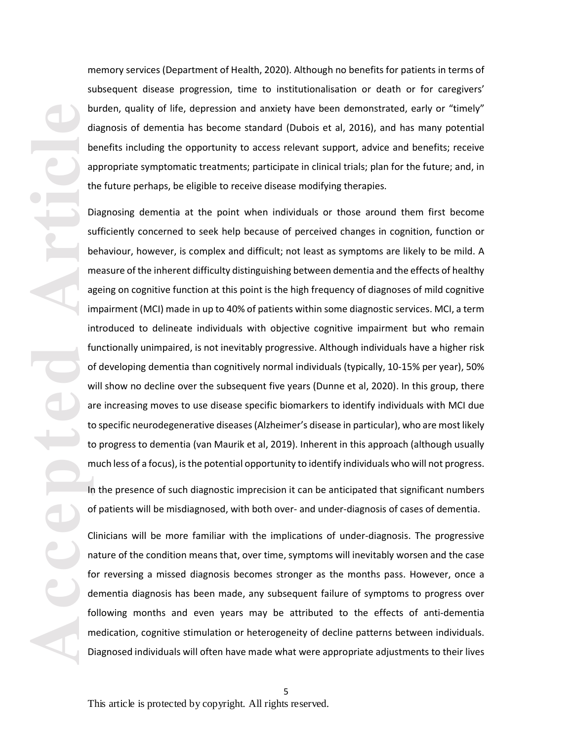memory services (Department of Health, 2020). Although no benefits for patients in terms of subsequent disease progression, time to institutionalisation or death or for caregivers' burden, quality of life, depression and anxiety have been demonstrated, early or "timely" diagnosis of dementia has become standard (Dubois et al, 2016), and has many potential benefits including the opportunity to access relevant support, advice and benefits; receive appropriate symptomatic treatments; participate in clinical trials; plan for the future; and, in the future perhaps, be eligible to receive disease modifying therapies.

Diagnosing dementia at the point when individuals or those around them first become sufficiently concerned to seek help because of perceived changes in cognition, function or behaviour, however, is complex and difficult; not least as symptoms are likely to be mild. A measure of the inherent difficulty distinguishing between dementia and the effects of healthy ageing on cognitive function at this point is the high frequency of diagnoses of mild cognitive impairment (MCI) made in up to 40% of patients within some diagnostic services. MCI, a term introduced to delineate individuals with objective cognitive impairment but who remain functionally unimpaired, is not inevitably progressive. Although individuals have a higher risk of developing dementia than cognitively normal individuals (typically, 10-15% per year), 50% will show no decline over the subsequent five years (Dunne et al, 2020). In this group, there are increasing moves to use disease specific biomarkers to identify individuals with MCI due to specific neurodegenerative diseases (Alzheimer's disease in particular), who are most likely to progress to dementia (van Maurik et al, 2019). Inherent in this approach (although usually much less of a focus), is the potential opportunity to identify individuals who will not progress.

In the presence of such diagnostic imprecision it can be anticipated that significant numbers of patients will be misdiagnosed, with both over- and under-diagnosis of cases of dementia.

Clinicians will be more familiar with the implications of under-diagnosis. The progressive nature of the condition means that, over time, symptoms will inevitably worsen and the case for reversing a missed diagnosis becomes stronger as the months pass. However, once a dementia diagnosis has been made, any subsequent failure of symptoms to progress over following months and even years may be attributed to the effects of anti-dementia medication, cognitive stimulation or heterogeneity of decline patterns between individuals. Diagnosed individuals will often have made what were appropriate adjustments to their lives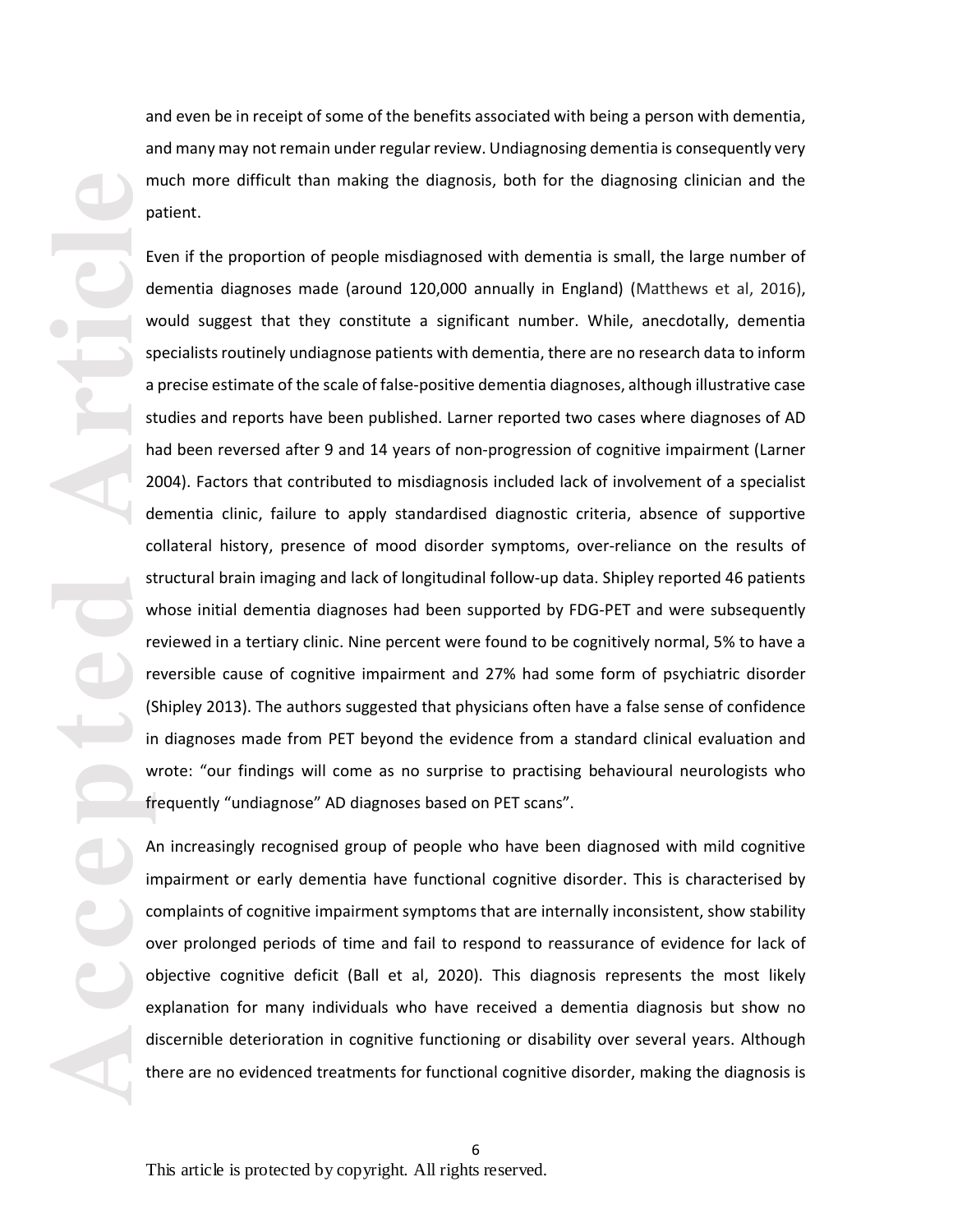and even be in receipt of some of the benefits associated with being a person with dementia, and many may not remain under regular review. Undiagnosing dementia is consequently very much more difficult than making the diagnosis, both for the diagnosing clinician and the patient.

Even if the proportion of people misdiagnosed with dementia is small, the large number of dementia diagnoses made (around 120,000 annually in England) (Matthews et al, 2016), would suggest that they constitute a significant number. While, anecdotally, dementia specialists routinely undiagnose patients with dementia, there are no research data to inform a precise estimate of the scale of false-positive dementia diagnoses, although illustrative case studies and reports have been published. Larner reported two cases where diagnoses of AD had been reversed after 9 and 14 years of non-progression of cognitive impairment (Larner 2004). Factors that contributed to misdiagnosis included lack of involvement of a specialist dementia clinic, failure to apply standardised diagnostic criteria, absence of supportive collateral history, presence of mood disorder symptoms, over-reliance on the results of structural brain imaging and lack of longitudinal follow-up data. Shipley reported 46 patients whose initial dementia diagnoses had been supported by FDG-PET and were subsequently reviewed in a tertiary clinic. Nine percent were found to be cognitively normal, 5% to have a reversible cause of cognitive impairment and 27% had some form of psychiatric disorder (Shipley 2013). The authors suggested that physicians often have a false sense of confidence in diagnoses made from PET beyond the evidence from a standard clinical evaluation and wrote: "our findings will come as no surprise to practising behavioural neurologists who frequently "undiagnose" AD diagnoses based on PET scans".

An increasingly recognised group of people who have been diagnosed with mild cognitive impairment or early dementia have functional cognitive disorder. This is characterised by complaints of cognitive impairment symptoms that are internally inconsistent, show stability over prolonged periods of time and fail to respond to reassurance of evidence for lack of objective cognitive deficit (Ball et al, 2020). This diagnosis represents the most likely explanation for many individuals who have received a dementia diagnosis but show no discernible deterioration in cognitive functioning or disability over several years. Although there are no evidenced treatments for functional cognitive disorder, making the diagnosis is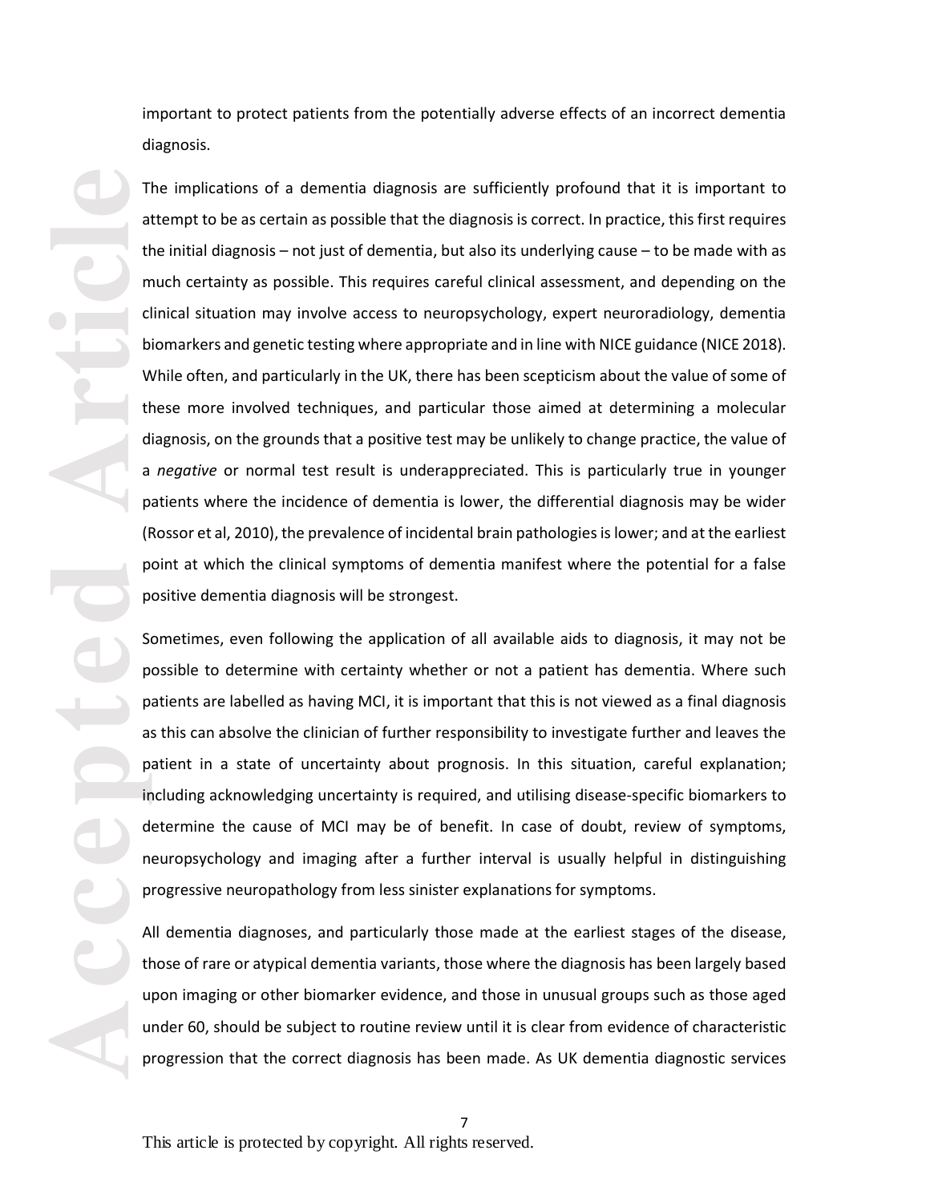important to protect patients from the potentially adverse effects of an incorrect dementia diagnosis.

The implications of a dementia diagnosis are sufficiently profound that it is important to attempt to be as certain as possible that the diagnosis is correct. In practice, this first requires the initial diagnosis – not just of dementia, but also its underlying cause – to be made with as much certainty as possible. This requires careful clinical assessment, and depending on the clinical situation may involve access to neuropsychology, expert neuroradiology, dementia biomarkers and genetic testing where appropriate and in line with NICE guidance (NICE 2018). While often, and particularly in the UK, there has been scepticism about the value of some of these more involved techniques, and particular those aimed at determining a molecular diagnosis, on the grounds that a positive test may be unlikely to change practice, the value of a *negative* or normal test result is underappreciated. This is particularly true in younger patients where the incidence of dementia is lower, the differential diagnosis may be wider (Rossor et al, 2010), the prevalence of incidental brain pathologies is lower; and at the earliest point at which the clinical symptoms of dementia manifest where the potential for a false positive dementia diagnosis will be strongest.

Sometimes, even following the application of all available aids to diagnosis, it may not be possible to determine with certainty whether or not a patient has dementia. Where such patients are labelled as having MCI, it is important that this is not viewed as a final diagnosis as this can absolve the clinician of further responsibility to investigate further and leaves the patient in a state of uncertainty about prognosis. In this situation, careful explanation; including acknowledging uncertainty is required, and utilising disease-specific biomarkers to determine the cause of MCI may be of benefit. In case of doubt, review of symptoms, neuropsychology and imaging after a further interval is usually helpful in distinguishing progressive neuropathology from less sinister explanations for symptoms.

All dementia diagnoses, and particularly those made at the earliest stages of the disease, those of rare or atypical dementia variants, those where the diagnosis has been largely based upon imaging or other biomarker evidence, and those in unusual groups such as those aged under 60, should be subject to routine review until it is clear from evidence of characteristic progression that the correct diagnosis has been made. As UK dementia diagnostic services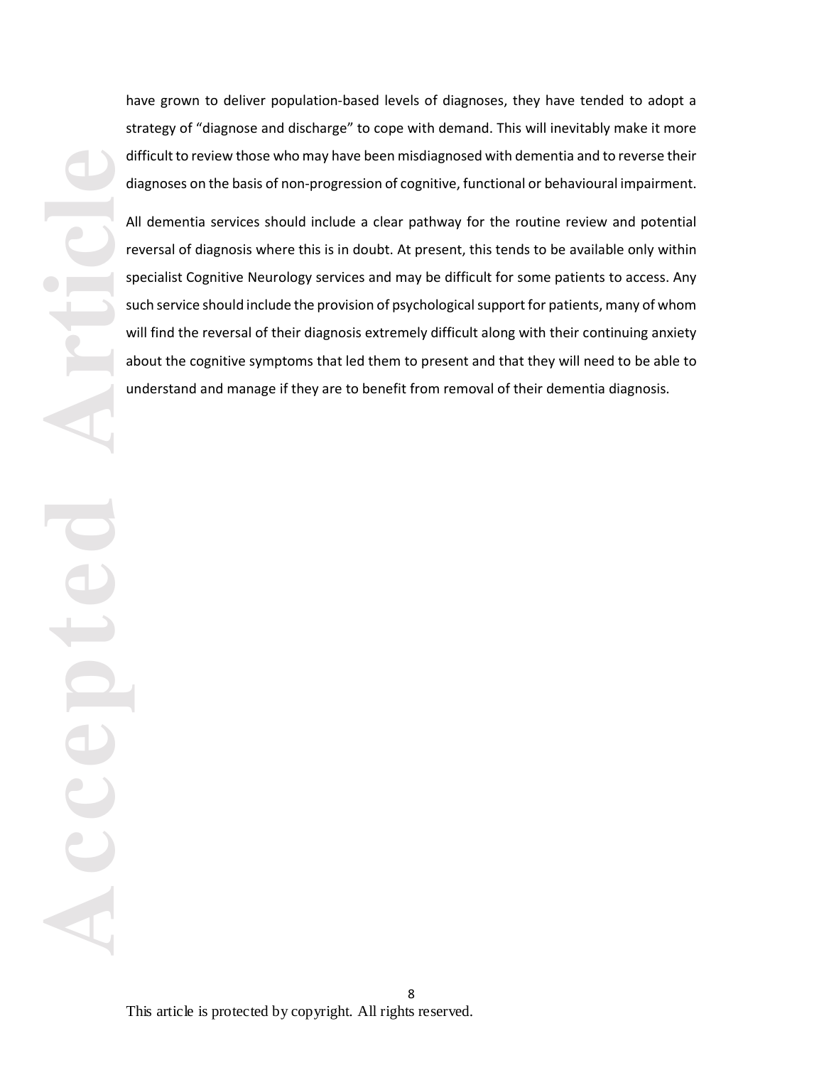have grown to deliver population-based levels of diagnoses, they have tended to adopt a strategy of "diagnose and discharge" to cope with demand. This will inevitably make it more difficult to review those who may have been misdiagnosed with dementia and to reverse their diagnoses on the basis of non-progression of cognitive, functional or behavioural impairment.

All dementia services should include a clear pathway for the routine review and potential reversal of diagnosis where this is in doubt. At present, this tends to be available only within specialist Cognitive Neurology services and may be difficult for some patients to access. Any such service should include the provision of psychological support for patients, many of whom will find the reversal of their diagnosis extremely difficult along with their continuing anxiety about the cognitive symptoms that led them to present and that they will need to be able to understand and manage if they are to benefit from removal of their dementia diagnosis.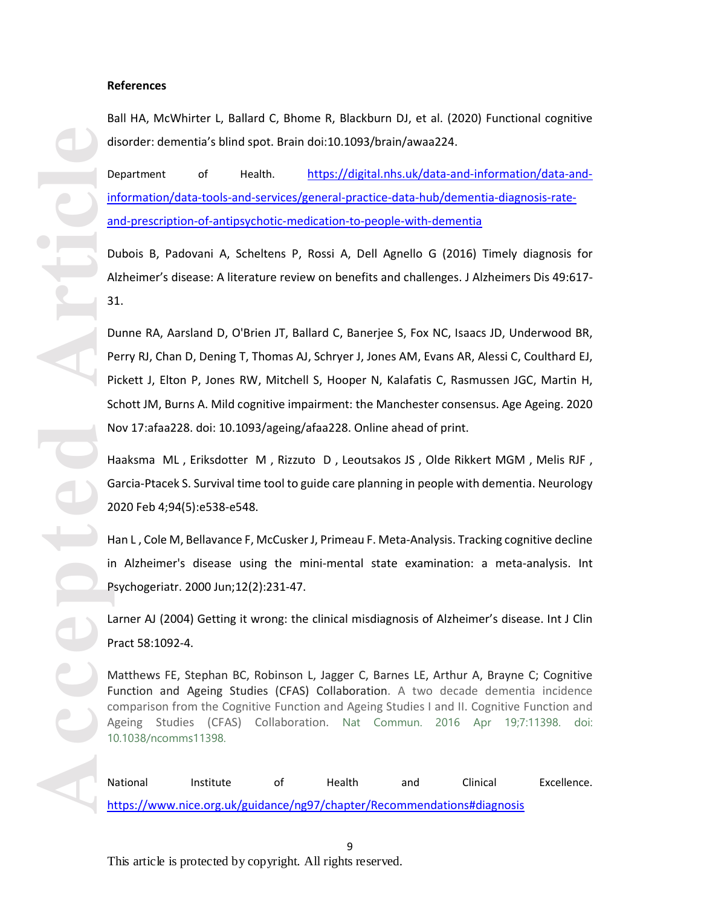**References**

Ball HA, McWhirter L, Ballard C, Bhome R, Blackburn DJ, et al. (2020) Functional cognitive disorder: dementia's blind spot. Brain doi:10.1093/brain/awaa224.

Department of Health. https://digital.nhs.uk/data-and-information/data-and-information/data-tools-and-services/general-practice-data-hub/dementia-diagnosis-rate-and-prescription-of-antipsychotic-medication-to-people-with-dementia

Dubois B, Padovani A, Scheltens P, Rossi A, Dell Agnello G (2016) Timely diagnosis for Alzheimer's disease: A literature review on benefits and challenges. J Alzheimers Dis 49:617-31.

Dunne RA, Aarsland D, O'Brien JT, Ballard C, Banerjee S, Fox NC, Isaacs JD, Underwood BR, Perry RJ, Chan D, Dening T, Thomas AJ, Schryer J, Jones AM, Evans AR, Alessi C, Coulthard EJ, Pickett J, Elton P, Jones RW, Mitchell S, Hooper N, Kalafatis C, Rasmussen JGC, Martin H, Schott JM, Burns A. Mild cognitive impairment: the Manchester consensus. Age Ageing. 2020 Nov 17:afaa228. doi: 10.1093/ageing/afaa228. Online ahead of print.

Haaksma ML , Eriksdotter M , Rizzuto D , Leoutsakos JS , Olde Rikkert MGM , Melis RJF , Garcia-Ptacek S. Survival time tool to guide care planning in people with dementia. Neurology 2020 Feb 4;94(5):e538-e548.

Han L , Cole M, Bellavance F, McCusker J, Primeau F. Meta-Analysis. Tracking cognitive decline in Alzheimer's disease using the mini-mental state examination: a meta-analysis. Int Psychogeriatr. 2000 Jun;12(2):231-47.

Larner AJ (2004) Getting it wrong: the clinical misdiagnosis of Alzheimer's disease. Int J Clin Pract 58:1092-4.

Matthews FE, Stephan BC, Robinson L, Jagger C, Barnes LE, Arthur A, Brayne C; Cognitive Function and Ageing Studies (CFAS) Collaboration. A two decade dementia incidence comparison from the Cognitive Function and Ageing Studies I and II. Cognitive Function and Ageing Studies (CFAS) Collaboration. Nat Commun. 2016 Apr 19;7:11398. doi: 10.1038/ncomms11398.

National Institute of Health and Clinical Excellence. https://www.nice.org.uk/guidance/ng97/chapter/Recommendations#diagnosis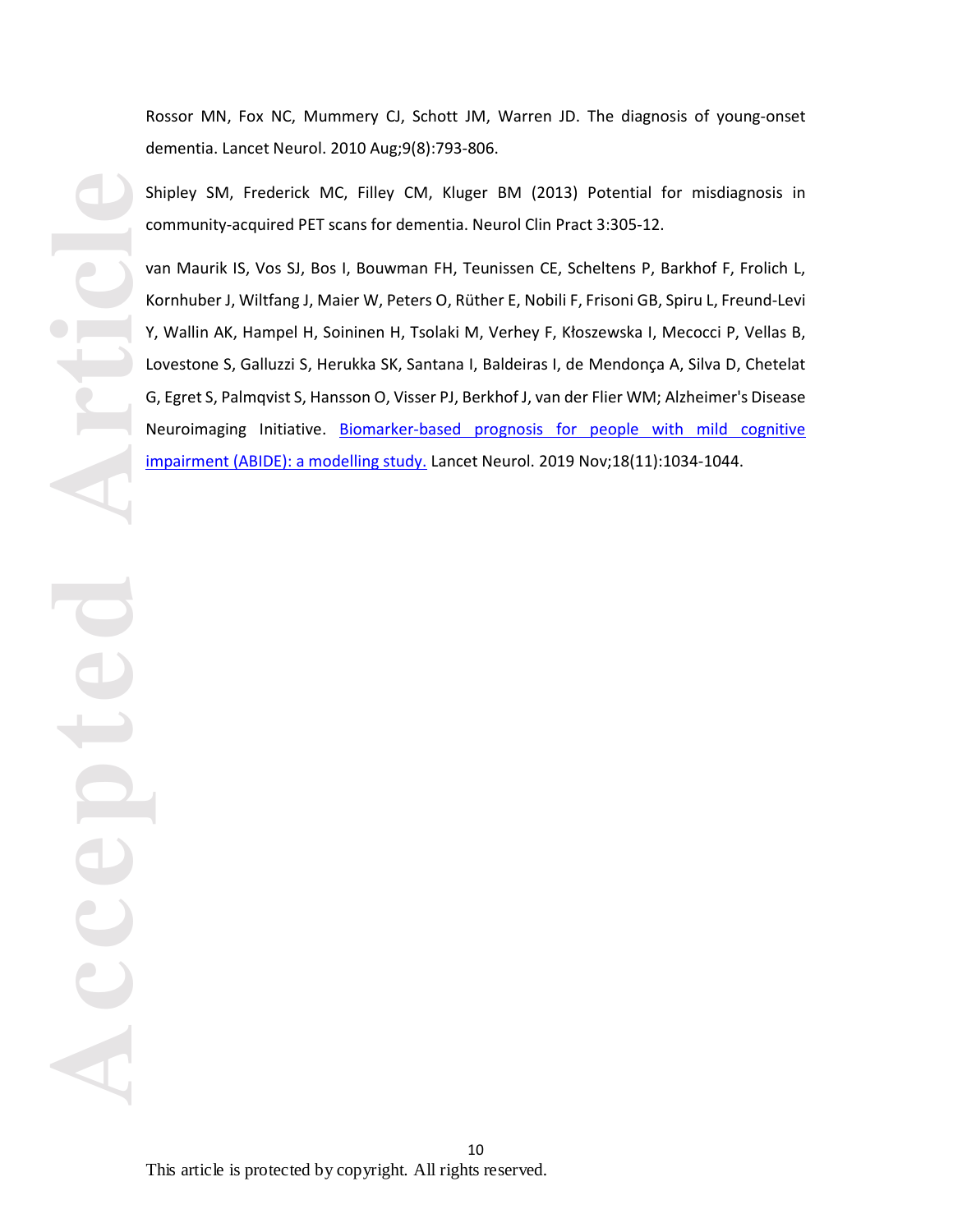Rossor MN, Fox NC, Mummery CJ, Schott JM, Warren JD. The diagnosis of young-onset dementia. Lancet Neurol. 2010 Aug;9(8):793-806.

Shipley SM, Frederick MC, Filley CM, Kluger BM (2013) Potential for misdiagnosis in community-acquired PET scans for dementia. Neurol Clin Pract 3:305-12.

van Maurik IS, Vos SJ, Bos I, Bouwman FH, Teunissen CE, Scheltens P, Barkhof F, Frolich L, Kornhuber J, Wiltfang J, Maier W, Peters O, Rüther E, Nobili F, Frisoni GB, Spiru L, Freund-Levi Y, Wallin AK, Hampel H, Soininen H, Tsolaki M, Verhey F, Kłoszewska I, Mecocci P, Vellas B, Lovestone S, Galluzzi S, Herukka SK, Santana I, Baldeiras I, de Mendonça A, Silva D, Chetelat G, Egret S, Palmqvist S, Hansson O, Visser PJ, Berkhof J, van der Flier WM; Alzheimer's Disease Neuroimaging Initiative. Biomarker-based prognosis for people with mild cognitive impairment (ABIDE): a modelling study. Lancet Neurol. 2019 Nov;18(11):1034-1044.